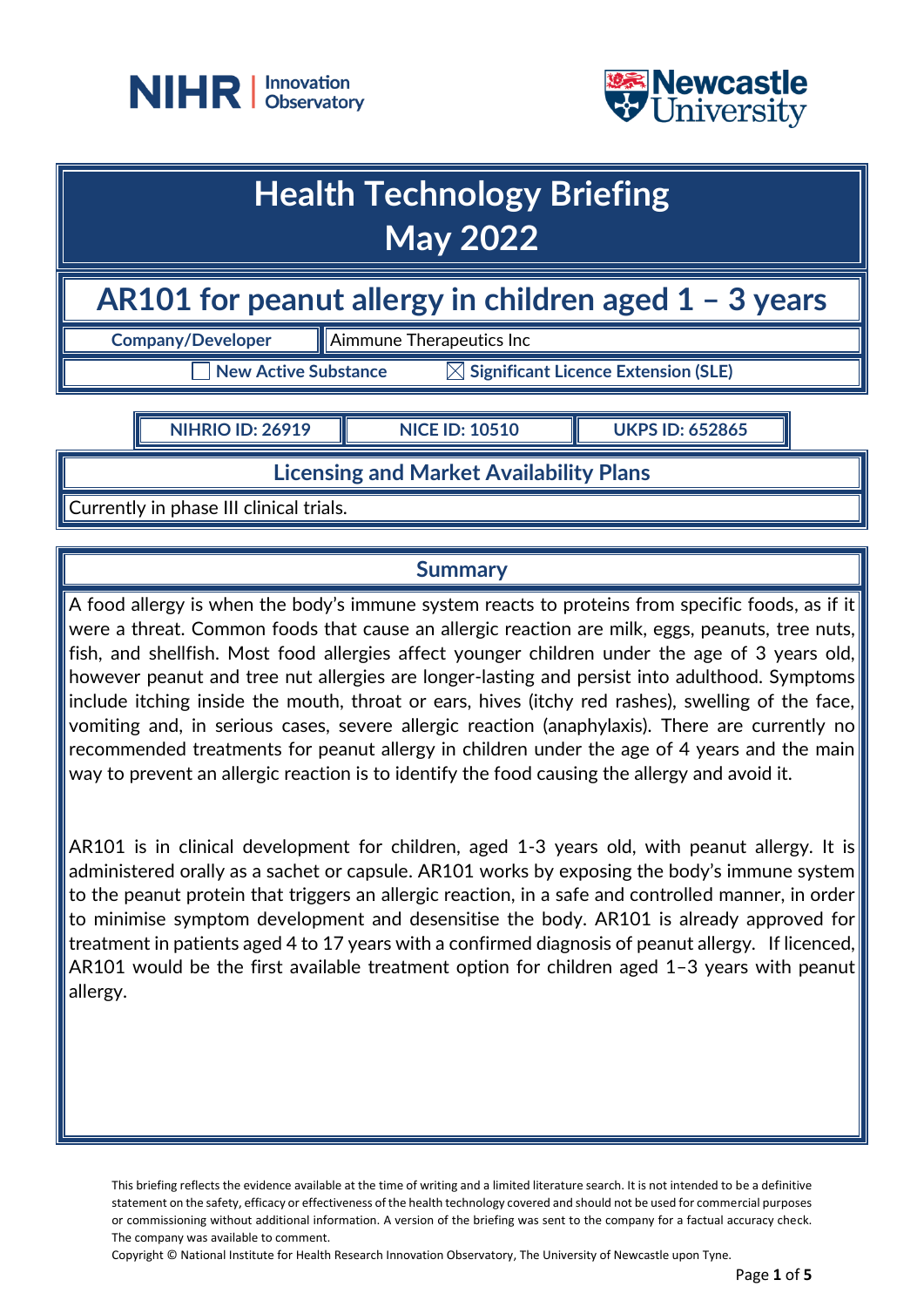# Health Technology Briefing
# May 2022

## AR101 for peanut allergy in children aged 1 – 3 years

| Company/Developer | Aimmune Therapeutics Inc |
|---|---|

☐ New Active Substance ☒ Significant Licence Extension (SLE)

| NIHRIO ID: 26919 | NICE ID: 10510 | UKPS ID: 652865 |
|---|---|---|

### Licensing and Market Availability Plans

Currently in phase III clinical trials.

### Summary

A food allergy is when the body's immune system reacts to proteins from specific foods, as if it were a threat. Common foods that cause an allergic reaction are milk, eggs, peanuts, tree nuts, fish, and shellfish. Most food allergies affect younger children under the age of 3 years old, however peanut and tree nut allergies are longer-lasting and persist into adulthood. Symptoms include itching inside the mouth, throat or ears, hives (itchy red rashes), swelling of the face, vomiting and, in serious cases, severe allergic reaction (anaphylaxis). There are currently no recommended treatments for peanut allergy in children under the age of 4 years and the main way to prevent an allergic reaction is to identify the food causing the allergy and avoid it.

AR101 is in clinical development for children, aged 1-3 years old, with peanut allergy. It is administered orally as a sachet or capsule. AR101 works by exposing the body's immune system to the peanut protein that triggers an allergic reaction, in a safe and controlled manner, in order to minimise symptom development and desensitise the body. AR101 is already approved for treatment in patients aged 4 to 17 years with a confirmed diagnosis of peanut allergy. If licenced, AR101 would be the first available treatment option for children aged 1–3 years with peanut allergy.

This briefing reflects the evidence available at the time of writing and a limited literature search. It is not intended to be a definitive statement on the safety, efficacy or effectiveness of the health technology covered and should not be used for commercial purposes or commissioning without additional information. A version of the briefing was sent to the company for a factual accuracy check. The company was available to comment.

Copyright © National Institute for Health Research Innovation Observatory, The University of Newcastle upon Tyne.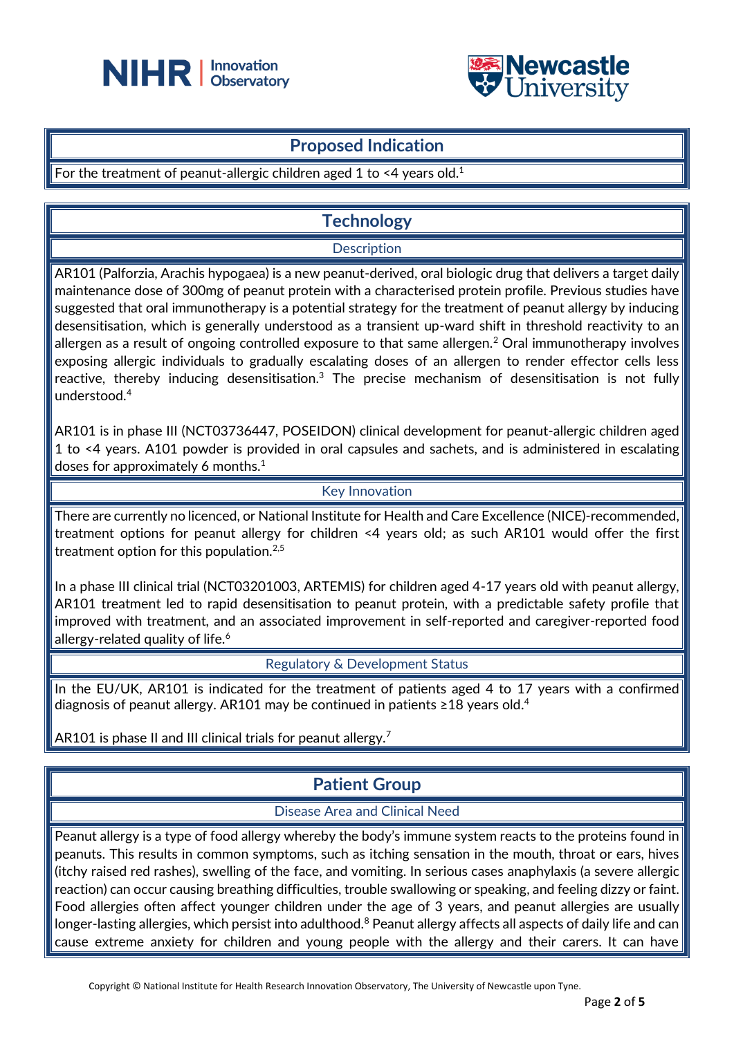## Proposed Indication

For the treatment of peanut-allergic children aged 1 to <4 years old.[1]

## Technology

### Description

AR101 (Palforzia, Arachis hypogaea) is a new peanut-derived, oral biologic drug that delivers a target daily maintenance dose of 300mg of peanut protein with a characterised protein profile. Previous studies have suggested that oral immunotherapy is a potential strategy for the treatment of peanut allergy by inducing desensitisation, which is generally understood as a transient up-ward shift in threshold reactivity to an allergen as a result of ongoing controlled exposure to that same allergen.[2] Oral immunotherapy involves exposing allergic individuals to gradually escalating doses of an allergen to render effector cells less reactive, thereby inducing desensitisation.[3] The precise mechanism of desensitisation is not fully understood.[4]

AR101 is in phase III (NCT03736447, POSEIDON) clinical development for peanut-allergic children aged 1 to <4 years. A101 powder is provided in oral capsules and sachets, and is administered in escalating doses for approximately 6 months.[1]

### Key Innovation

There are currently no licenced, or National Institute for Health and Care Excellence (NICE)-recommended, treatment options for peanut allergy for children <4 years old; as such AR101 would offer the first treatment option for this population.[2,5]

In a phase III clinical trial (NCT03201003, ARTEMIS) for children aged 4-17 years old with peanut allergy, AR101 treatment led to rapid desensitisation to peanut protein, with a predictable safety profile that improved with treatment, and an associated improvement in self-reported and caregiver-reported food allergy-related quality of life.[6]

### Regulatory & Development Status

In the EU/UK, AR101 is indicated for the treatment of patients aged 4 to 17 years with a confirmed diagnosis of peanut allergy. AR101 may be continued in patients ≥18 years old.[4]

AR101 is phase II and III clinical trials for peanut allergy.[7]

## Patient Group

### Disease Area and Clinical Need

Peanut allergy is a type of food allergy whereby the body's immune system reacts to the proteins found in peanuts. This results in common symptoms, such as itching sensation in the mouth, throat or ears, hives (itchy raised red rashes), swelling of the face, and vomiting. In serious cases anaphylaxis (a severe allergic reaction) can occur causing breathing difficulties, trouble swallowing or speaking, and feeling dizzy or faint. Food allergies often affect younger children under the age of 3 years, and peanut allergies are usually longer-lasting allergies, which persist into adulthood.[8] Peanut allergy affects all aspects of daily life and can cause extreme anxiety for children and young people with the allergy and their carers. It can have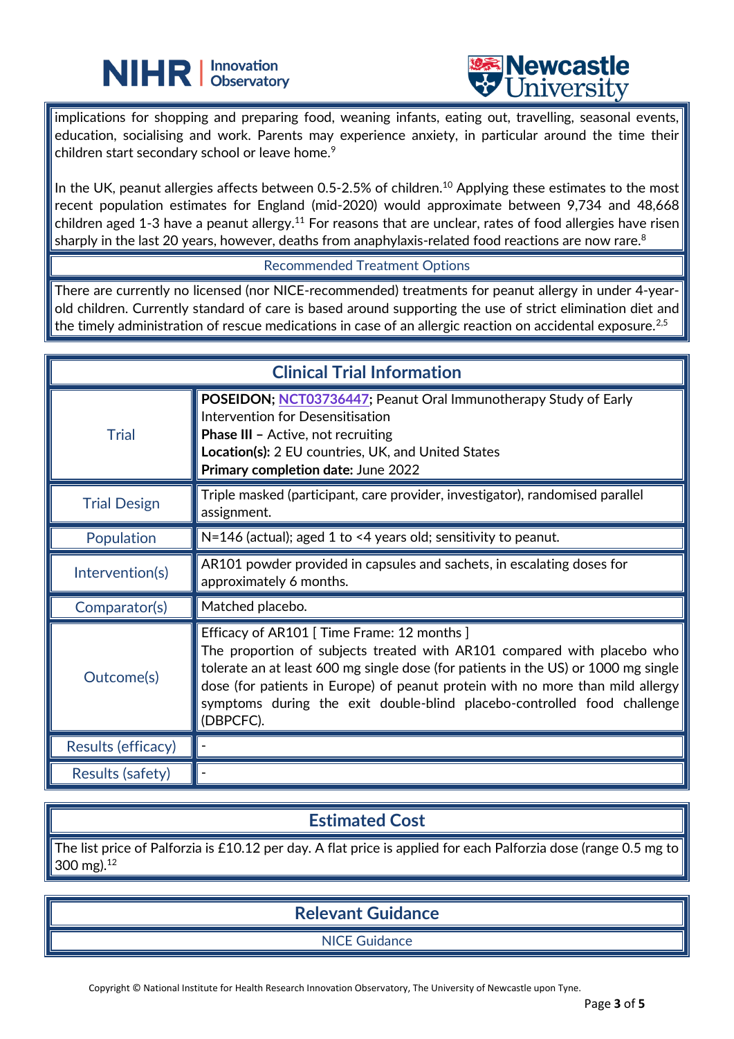implications for shopping and preparing food, weaning infants, eating out, travelling, seasonal events, education, socialising and work. Parents may experience anxiety, in particular around the time their children start secondary school or leave home.[9]

In the UK, peanut allergies affects between 0.5-2.5% of children.[10] Applying these estimates to the most recent population estimates for England (mid-2020) would approximate between 9,734 and 48,668 children aged 1-3 have a peanut allergy.[11] For reasons that are unclear, rates of food allergies have risen sharply in the last 20 years, however, deaths from anaphylaxis-related food reactions are now rare.[8]

### Recommended Treatment Options

There are currently no licensed (nor NICE-recommended) treatments for peanut allergy in under 4-year-old children. Currently standard of care is based around supporting the use of strict elimination diet and the timely administration of rescue medications in case of an allergic reaction on accidental exposure.[2,5]

## Clinical Trial Information

| | |
|---|---|
| Trial | **POSEIDON; NCT03736447;** Peanut Oral Immunotherapy Study of Early Intervention for Desensitisation<br>**Phase III –** Active, not recruiting<br>**Location(s):** 2 EU countries, UK, and United States<br>**Primary completion date:** June 2022 |
| Trial Design | Triple masked (participant, care provider, investigator), randomised parallel assignment. |
| Population | N=146 (actual); aged 1 to <4 years old; sensitivity to peanut. |
| Intervention(s) | AR101 powder provided in capsules and sachets, in escalating doses for approximately 6 months. |
| Comparator(s) | Matched placebo. |
| Outcome(s) | Efficacy of AR101 [ Time Frame: 12 months ]<br>The proportion of subjects treated with AR101 compared with placebo who tolerate an at least 600 mg single dose (for patients in the US) or 1000 mg single dose (for patients in Europe) of peanut protein with no more than mild allergy symptoms during the exit double-blind placebo-controlled food challenge (DBPCFC). |
| Results (efficacy) | - |
| Results (safety) | - |

## Estimated Cost

The list price of Palforzia is £10.12 per day. A flat price is applied for each Palforzia dose (range 0.5 mg to 300 mg).[12]

## Relevant Guidance

### NICE Guidance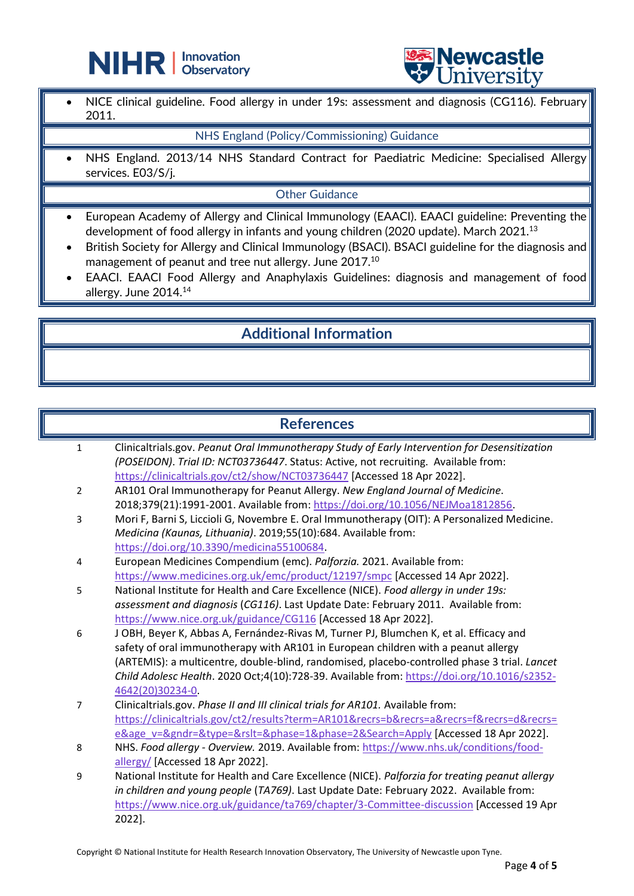- NICE clinical guideline. Food allergy in under 19s: assessment and diagnosis (CG116). February 2011.

### NHS England (Policy/Commissioning) Guidance

- NHS England. 2013/14 NHS Standard Contract for Paediatric Medicine: Specialised Allergy services. E03/S/j.

### Other Guidance

- European Academy of Allergy and Clinical Immunology (EAACI). EAACI guideline: Preventing the development of food allergy in infants and young children (2020 update). March 2021.[13]
- British Society for Allergy and Clinical Immunology (BSACI). BSACI guideline for the diagnosis and management of peanut and tree nut allergy. June 2017.[10]
- EAACI. EAACI Food Allergy and Anaphylaxis Guidelines: diagnosis and management of food allergy. June 2014.[14]

## Additional Information

## References

1. Clinicaltrials.gov. *Peanut Oral Immunotherapy Study of Early Intervention for Desensitization (POSEIDON). Trial ID: NCT03736447*. Status: Active, not recruiting. Available from: https://clinicaltrials.gov/ct2/show/NCT03736447 [Accessed 18 Apr 2022].
2. AR101 Oral Immunotherapy for Peanut Allergy. *New England Journal of Medicine*. 2018;379(21):1991-2001. Available from: https://doi.org/10.1056/NEJMoa1812856.
3. Mori F, Barni S, Liccioli G, Novembre E. Oral Immunotherapy (OIT): A Personalized Medicine. *Medicina (Kaunas, Lithuania)*. 2019;55(10):684. Available from: https://doi.org/10.3390/medicina55100684.
4. European Medicines Compendium (emc). *Palforzia.* 2021. Available from: https://www.medicines.org.uk/emc/product/12197/smpc [Accessed 14 Apr 2022].
5. National Institute for Health and Care Excellence (NICE). *Food allergy in under 19s: assessment and diagnosis* (*CG116)*. Last Update Date: February 2011. Available from: https://www.nice.org.uk/guidance/CG116 [Accessed 18 Apr 2022].
6. J OBH, Beyer K, Abbas A, Fernández-Rivas M, Turner PJ, Blumchen K, et al. Efficacy and safety of oral immunotherapy with AR101 in European children with a peanut allergy (ARTEMIS): a multicentre, double-blind, randomised, placebo-controlled phase 3 trial. *Lancet Child Adolesc Health*. 2020 Oct;4(10):728-39. Available from: https://doi.org/10.1016/s2352-4642(20)30234-0.
7. Clinicaltrials.gov. *Phase II and III clinical trials for AR101.* Available from: https://clinicaltrials.gov/ct2/results?term=AR101&recrs=b&recrs=a&recrs=f&recrs=d&recrs=e&age_v=&gndr=&type=&rslt=&phase=1&phase=2&Search=Apply [Accessed 18 Apr 2022].
8. NHS. *Food allergy - Overview.* 2019. Available from: https://www.nhs.uk/conditions/food-allergy/ [Accessed 18 Apr 2022].
9. National Institute for Health and Care Excellence (NICE). *Palforzia for treating peanut allergy in children and young people* (*TA769)*. Last Update Date: February 2022. Available from: https://www.nice.org.uk/guidance/ta769/chapter/3-Committee-discussion [Accessed 19 Apr 2022].

Copyright © National Institute for Health Research Innovation Observatory, The University of Newcastle upon Tyne.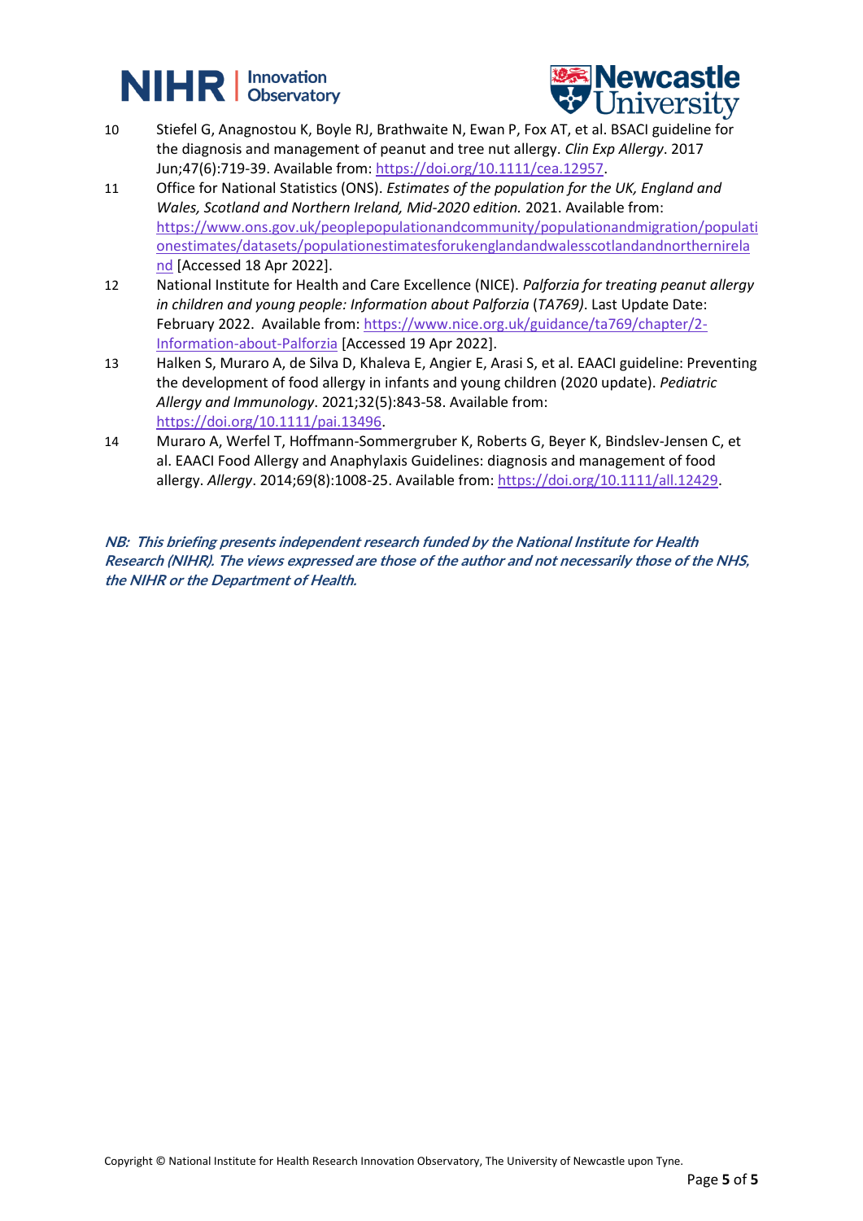10. Stiefel G, Anagnostou K, Boyle RJ, Brathwaite N, Ewan P, Fox AT, et al. BSACI guideline for the diagnosis and management of peanut and tree nut allergy. *Clin Exp Allergy*. 2017 Jun;47(6):719-39. Available from: [https://doi.org/10.1111/cea.12957](https://doi.org/10.1111/cea.12957).
11. Office for National Statistics (ONS). *Estimates of the population for the UK, England and Wales, Scotland and Northern Ireland, Mid-2020 edition.* 2021. Available from: [https://www.ons.gov.uk/peoplepopulationandcommunity/populationandmigration/populationestimates/datasets/populationestimatesforukenglandandwalesscotlandandnorthernireland](https://www.ons.gov.uk/peoplepopulationandcommunity/populationandmigration/populationestimates/datasets/populationestimatesforukenglandandwalesscotlandandnorthernireland) [Accessed 18 Apr 2022].
12. National Institute for Health and Care Excellence (NICE). *Palforzia for treating peanut allergy in children and young people: Information about Palforzia* (*TA769)*. Last Update Date: February 2022. Available from: [https://www.nice.org.uk/guidance/ta769/chapter/2-Information-about-Palforzia](https://www.nice.org.uk/guidance/ta769/chapter/2-Information-about-Palforzia) [Accessed 19 Apr 2022].
13. Halken S, Muraro A, de Silva D, Khaleva E, Angier E, Arasi S, et al. EAACI guideline: Preventing the development of food allergy in infants and young children (2020 update). *Pediatric Allergy and Immunology*. 2021;32(5):843-58. Available from: [https://doi.org/10.1111/pai.13496](https://doi.org/10.1111/pai.13496).
14. Muraro A, Werfel T, Hoffmann-Sommergruber K, Roberts G, Beyer K, Bindslev-Jensen C, et al. EAACI Food Allergy and Anaphylaxis Guidelines: diagnosis and management of food allergy. *Allergy*. 2014;69(8):1008-25. Available from: [https://doi.org/10.1111/all.12429](https://doi.org/10.1111/all.12429).

***NB: This briefing presents independent research funded by the National Institute for Health Research (NIHR). The views expressed are those of the author and not necessarily those of the NHS, the NIHR or the Department of Health.***

Copyright © National Institute for Health Research Innovation Observatory, The University of Newcastle upon Tyne.